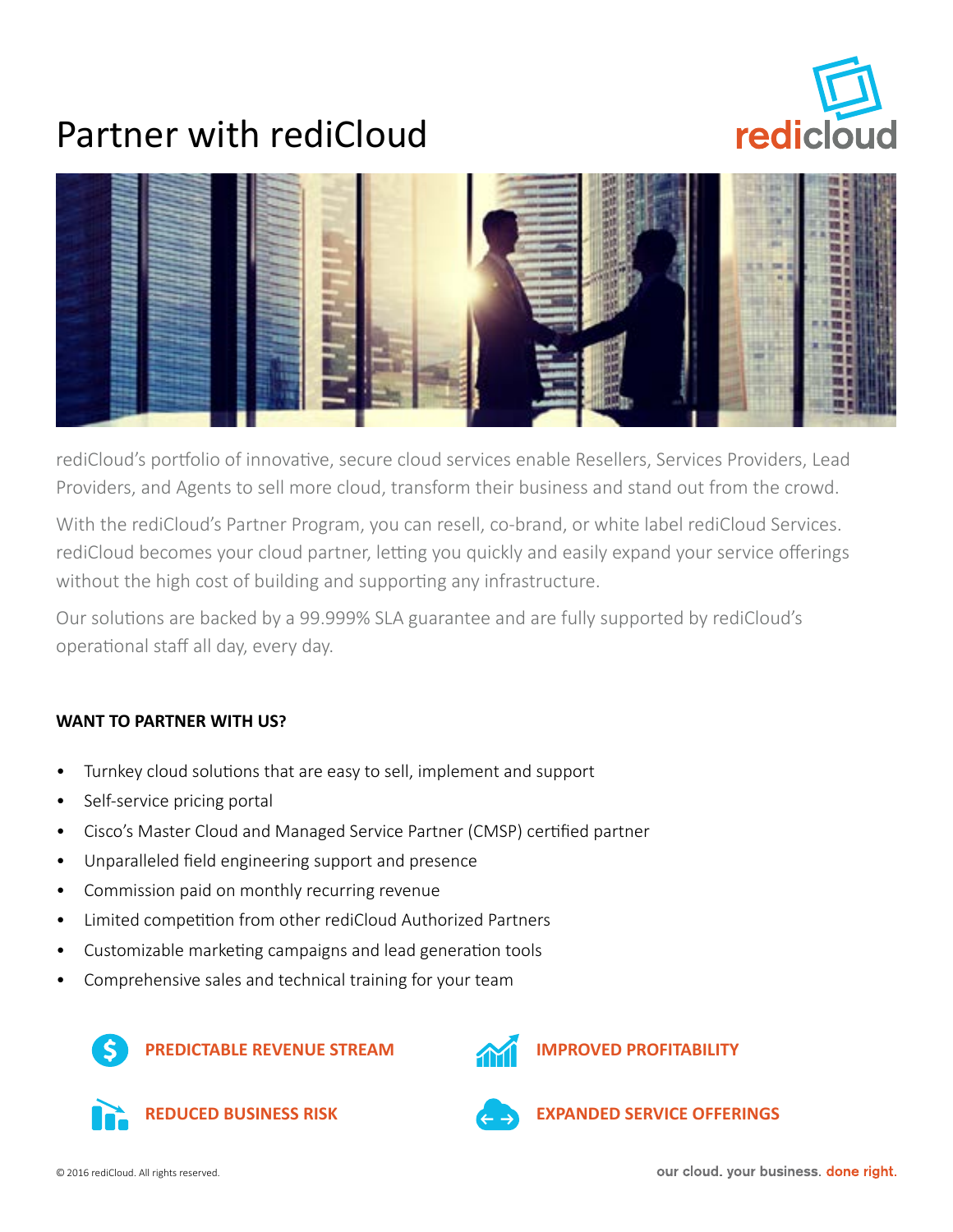# Partner with rediCloud

rediCloud's portfolio of innovative, secure cloud services enable Resellers, Services Providers, Lead Providers, and Agents to sell more cloud, transform their business and stand out from the crowd.

With the rediCloud's Partner Program, you can resell, co-brand, or white label rediCloud Services. rediCloud becomes your cloud partner, letting you quickly and easily expand your service offerings without the high cost of building and supporting any infrastructure.

Our solutions are backed by a 99.999% SLA guarantee and are fully supported by rediCloud's operational staff all day, every day.

**WANT TO PARTNER WITH US?**

- Turnkey cloud solutions that are easy to sell, implement and support
- Self-service pricing portal
- Cisco's Master Cloud and Managed Service Partner (CMSP) certified partner
- Unparalleled field engineering support and presence
- Commission paid on monthly recurring revenue
- Limited competition from other rediCloud Authorized Partners
- Customizable marketing campaigns and lead generation tools
- Comprehensive sales and technical training for your team

**PREDICTABLE REVENUE STREAM**

**IMPROVED PROFITABILITY**

**REDUCED BUSINESS RISK**

**EXPANDED SERVICE OFFERINGS**

© 2016 rediCloud. All rights reserved.

our cloud. your business. done right.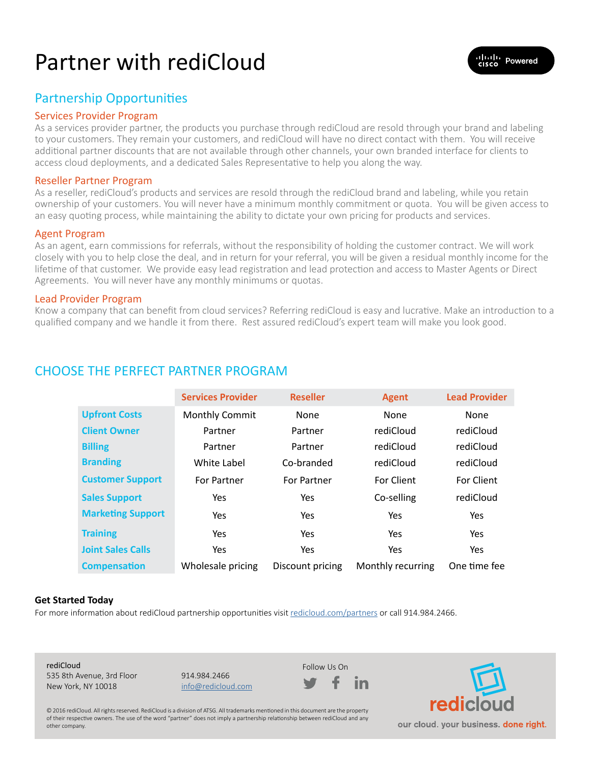# Partner with rediCloud

## Partnership Opportunities

### Services Provider Program

As a services provider partner, the products you purchase through rediCloud are resold through your brand and labeling to your customers. They remain your customers, and rediCloud will have no direct contact with them. You will receive additional partner discounts that are not available through other channels, your own branded interface for clients to access cloud deployments, and a dedicated Sales Representative to help you along the way.

### Reseller Partner Program

As a reseller, rediCloud's products and services are resold through the rediCloud brand and labeling, while you retain ownership of your customers. You will never have a minimum monthly commitment or quota. You will be given access to an easy quoting process, while maintaining the ability to dictate your own pricing for products and services.

### Agent Program

As an agent, earn commissions for referrals, without the responsibility of holding the customer contract. We will work closely with you to help close the deal, and in return for your referral, you will be given a residual monthly income for the lifetime of that customer. We provide easy lead registration and lead protection and access to Master Agents or Direct Agreements. You will never have any monthly minimums or quotas.

### Lead Provider Program

Know a company that can benefit from cloud services? Referring rediCloud is easy and lucrative. Make an introduction to a qualified company and we handle it from there. Rest assured rediCloud's expert team will make you look good.

## CHOOSE THE PERFECT PARTNER PROGRAM

| | Services Provider | Reseller | Agent | Lead Provider |
|---|---|---|---|---|
| **Upfront Costs** | Monthly Commit | None | None | None |
| **Client Owner** | Partner | Partner | rediCloud | rediCloud |
| **Billing** | Partner | Partner | rediCloud | rediCloud |
| **Branding** | White Label | Co-branded | rediCloud | rediCloud |
| **Customer Support** | For Partner | For Partner | For Client | For Client |
| **Sales Support** | Yes | Yes | Co-selling | rediCloud |
| **Marketing Support** | Yes | Yes | Yes | Yes |
| **Training** | Yes | Yes | Yes | Yes |
| **Joint Sales Calls** | Yes | Yes | Yes | Yes |
| **Compensation** | Wholesale pricing | Discount pricing | Monthly recurring | One time fee |

**Get Started Today**

For more information about rediCloud partnership opportunities visit redicloud.com/partners or call 914.984.2466.

rediCloud
535 8th Avenue, 3rd Floor
New York, NY 10018

914.984.2466
info@redicloud.com

Follow Us On

© 2016 rediCloud. All rights reserved. RediCloud is a division of ATSG. All trademarks mentioned in this document are the property of their respective owners. The use of the word "partner" does not imply a partnership relationship between rediCloud and any other company.

our cloud. your business. done right.